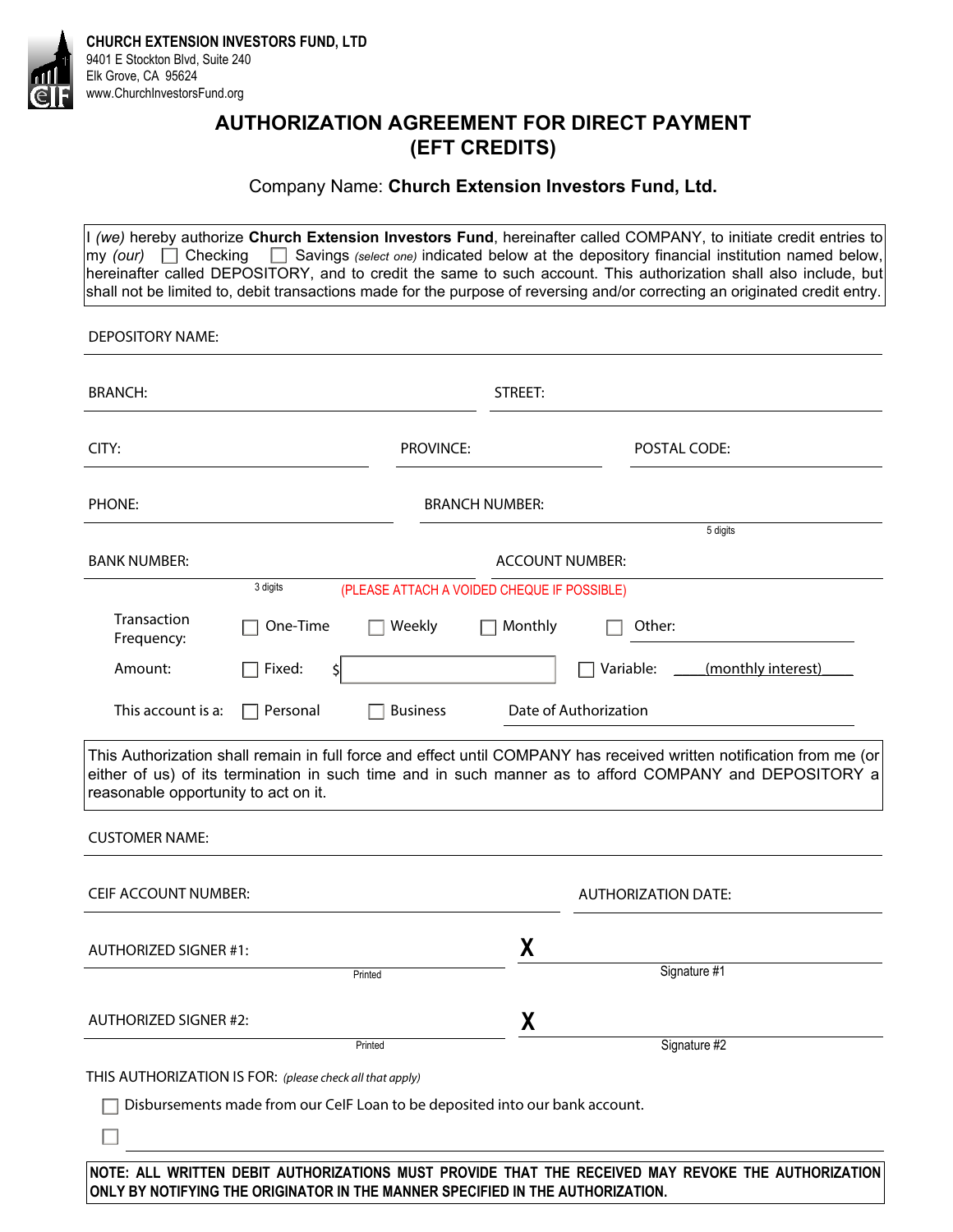**CHURCH EXTENSION INVESTORS FUND, LTD**
9401 E Stockton Blvd, Suite 240
Elk Grove, CA 95624
www.ChurchInvestorsFund.org

# AUTHORIZATION AGREEMENT FOR DIRECT PAYMENT (EFT CREDITS)

Company Name: **Church Extension Investors Fund, Ltd.**

I *(we)* hereby authorize **Church Extension Investors Fund**, hereinafter called COMPANY, to initiate credit entries to my *(our)* ☐ Checking ☐ Savings *(select one)* indicated below at the depository financial institution named below, hereinafter called DEPOSITORY, and to credit the same to such account. This authorization shall also include, but shall not be limited to, debit transactions made for the purpose of reversing and/or correcting an originated credit entry.

DEPOSITORY NAME: ______________________________

BRANCH: ______________________ STREET: ______________________

CITY: ______________ PROVINCE: ______________ POSTAL CODE: ______________

PHONE: ______________________ BRANCH NUMBER: ______________________ (5 digits)

BANK NUMBER: ______________ (3 digits) ACCOUNT NUMBER: ______________________

(PLEASE ATTACH A VOIDED CHEQUE IF POSSIBLE)

Transaction Frequency: ☐ One-Time ☐ Weekly ☐ Monthly ☐ Other: ______________

Amount: ☐ Fixed: $ ______________ ☐ Variable: ____(monthly interest)____

This account is a: ☐ Personal ☐ Business Date of Authorization ______________

This Authorization shall remain in full force and effect until COMPANY has received written notification from me (or either of us) of its termination in such time and in such manner as to afford COMPANY and DEPOSITORY a reasonable opportunity to act on it.

CUSTOMER NAME: ______________________________

CEIF ACCOUNT NUMBER: ______________________ AUTHORIZATION DATE: ______________

AUTHORIZED SIGNER #1: ______________________ (Printed) **X** ______________________ (Signature #1)

AUTHORIZED SIGNER #2: ______________________ (Printed) **X** ______________________ (Signature #2)

THIS AUTHORIZATION IS FOR: *(please check all that apply)*

☐ Disbursements made from our CeIF Loan to be deposited into our bank account.

☐ ______________________________

**NOTE: ALL WRITTEN DEBIT AUTHORIZATIONS MUST PROVIDE THAT THE RECEIVED MAY REVOKE THE AUTHORIZATION ONLY BY NOTIFYING THE ORIGINATOR IN THE MANNER SPECIFIED IN THE AUTHORIZATION.**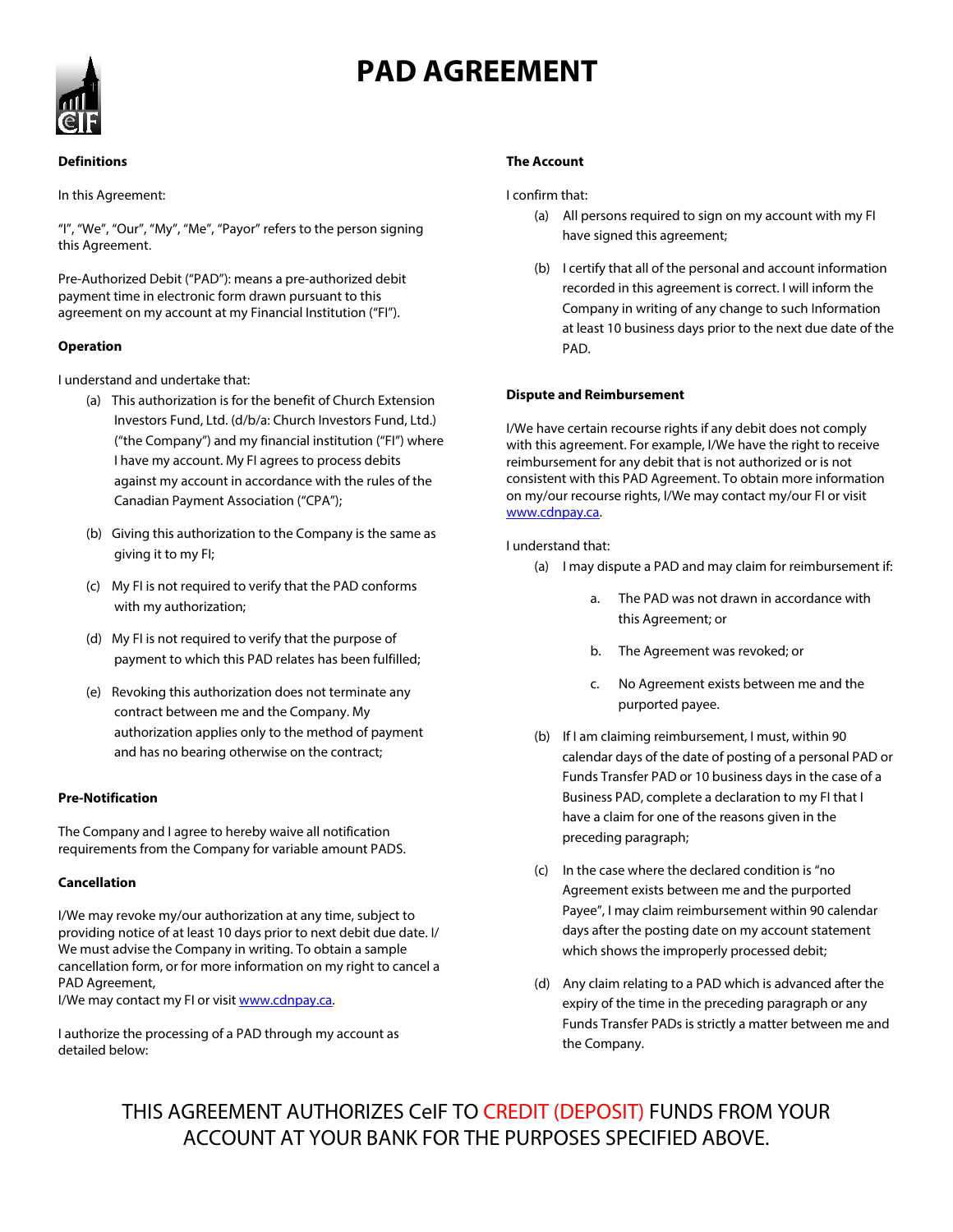# PAD AGREEMENT

**Definitions**

In this Agreement:

"I", "We", "Our", "My", "Me", "Payor" refers to the person signing this Agreement.

Pre-Authorized Debit ("PAD"): means a pre-authorized debit payment time in electronic form drawn pursuant to this agreement on my account at my Financial Institution ("FI").

**Operation**

I understand and undertake that:

(a) This authorization is for the benefit of Church Extension Investors Fund, Ltd. (d/b/a: Church Investors Fund, Ltd.) ("the Company") and my financial institution ("FI") where I have my account. My FI agrees to process debits against my account in accordance with the rules of the Canadian Payment Association ("CPA");

(b) Giving this authorization to the Company is the same as giving it to my FI;

(c) My FI is not required to verify that the PAD conforms with my authorization;

(d) My FI is not required to verify that the purpose of payment to which this PAD relates has been fulfilled;

(e) Revoking this authorization does not terminate any contract between me and the Company. My authorization applies only to the method of payment and has no bearing otherwise on the contract;

**Pre-Notification**

The Company and I agree to hereby waive all notification requirements from the Company for variable amount PADS.

**Cancellation**

I/We may revoke my/our authorization at any time, subject to providing notice of at least 10 days prior to next debit due date. I/We must advise the Company in writing. To obtain a sample cancellation form, or for more information on my right to cancel a PAD Agreement,
I/We may contact my FI or visit www.cdnpay.ca.

I authorize the processing of a PAD through my account as detailed below:

**The Account**

I confirm that:

(a) All persons required to sign on my account with my FI have signed this agreement;

(b) I certify that all of the personal and account information recorded in this agreement is correct. I will inform the Company in writing of any change to such Information at least 10 business days prior to the next due date of the PAD.

**Dispute and Reimbursement**

I/We have certain recourse rights if any debit does not comply with this agreement. For example, I/We have the right to receive reimbursement for any debit that is not authorized or is not consistent with this PAD Agreement. To obtain more information on my/our recourse rights, I/We may contact my/our FI or visit www.cdnpay.ca.

I understand that:

(a) I may dispute a PAD and may claim for reimbursement if:

   a. The PAD was not drawn in accordance with this Agreement; or

   b. The Agreement was revoked; or

   c. No Agreement exists between me and the purported payee.

(b) If I am claiming reimbursement, I must, within 90 calendar days of the date of posting of a personal PAD or Funds Transfer PAD or 10 business days in the case of a Business PAD, complete a declaration to my FI that I have a claim for one of the reasons given in the preceding paragraph;

(c) In the case where the declared condition is "no Agreement exists between me and the purported Payee", I may claim reimbursement within 90 calendar days after the posting date on my account statement which shows the improperly processed debit;

(d) Any claim relating to a PAD which is advanced after the expiry of the time in the preceding paragraph or any Funds Transfer PADs is strictly a matter between me and the Company.

THIS AGREEMENT AUTHORIZES CeIF TO CREDIT (DEPOSIT) FUNDS FROM YOUR ACCOUNT AT YOUR BANK FOR THE PURPOSES SPECIFIED ABOVE.